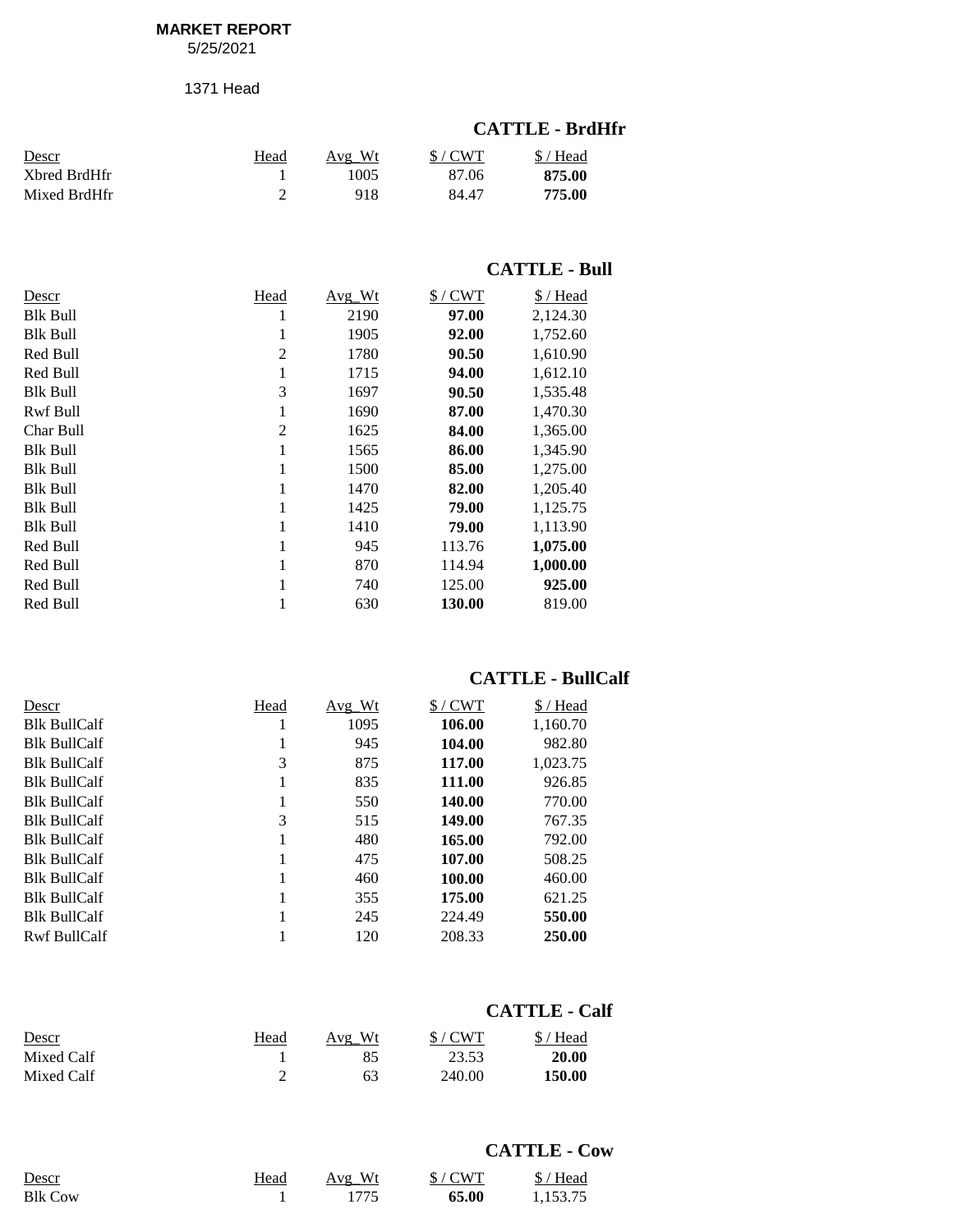**MARKET REPORT**
5/25/2021

1371 Head

## CATTLE - BrdHfr

| Descr | Head | Avg_Wt | $ / CWT | $ / Head |
|---|---|---|---|---|
| Xbred BrdHfr | 1 | 1005 | 87.06 | **875.00** |
| Mixed BrdHfr | 2 | 918 | 84.47 | **775.00** |

## CATTLE - Bull

| Descr | Head | Avg_Wt | $ / CWT | $ / Head |
|---|---|---|---|---|
| Blk Bull | 1 | 2190 | **97.00** | 2,124.30 |
| Blk Bull | 1 | 1905 | **92.00** | 1,752.60 |
| Red Bull | 2 | 1780 | **90.50** | 1,610.90 |
| Red Bull | 1 | 1715 | **94.00** | 1,612.10 |
| Blk Bull | 3 | 1697 | **90.50** | 1,535.48 |
| Rwf Bull | 1 | 1690 | **87.00** | 1,470.30 |
| Char Bull | 2 | 1625 | **84.00** | 1,365.00 |
| Blk Bull | 1 | 1565 | **86.00** | 1,345.90 |
| Blk Bull | 1 | 1500 | **85.00** | 1,275.00 |
| Blk Bull | 1 | 1470 | **82.00** | 1,205.40 |
| Blk Bull | 1 | 1425 | **79.00** | 1,125.75 |
| Blk Bull | 1 | 1410 | **79.00** | 1,113.90 |
| Red Bull | 1 | 945 | 113.76 | **1,075.00** |
| Red Bull | 1 | 870 | 114.94 | **1,000.00** |
| Red Bull | 1 | 740 | 125.00 | **925.00** |
| Red Bull | 1 | 630 | **130.00** | 819.00 |

## CATTLE - BullCalf

| Descr | Head | Avg_Wt | $ / CWT | $ / Head |
|---|---|---|---|---|
| Blk BullCalf | 1 | 1095 | **106.00** | 1,160.70 |
| Blk BullCalf | 1 | 945 | **104.00** | 982.80 |
| Blk BullCalf | 3 | 875 | **117.00** | 1,023.75 |
| Blk BullCalf | 1 | 835 | **111.00** | 926.85 |
| Blk BullCalf | 1 | 550 | **140.00** | 770.00 |
| Blk BullCalf | 3 | 515 | **149.00** | 767.35 |
| Blk BullCalf | 1 | 480 | **165.00** | 792.00 |
| Blk BullCalf | 1 | 475 | **107.00** | 508.25 |
| Blk BullCalf | 1 | 460 | **100.00** | 460.00 |
| Blk BullCalf | 1 | 355 | **175.00** | 621.25 |
| Blk BullCalf | 1 | 245 | 224.49 | **550.00** |
| Rwf BullCalf | 1 | 120 | 208.33 | **250.00** |

## CATTLE - Calf

| Descr | Head | Avg_Wt | $ / CWT | $ / Head |
|---|---|---|---|---|
| Mixed Calf | 1 | 85 | 23.53 | **20.00** |
| Mixed Calf | 2 | 63 | 240.00 | **150.00** |

## CATTLE - Cow

| Descr | Head | Avg_Wt | $ / CWT | $ / Head |
|---|---|---|---|---|
| Blk Cow | 1 | 1775 | **65.00** | 1,153.75 |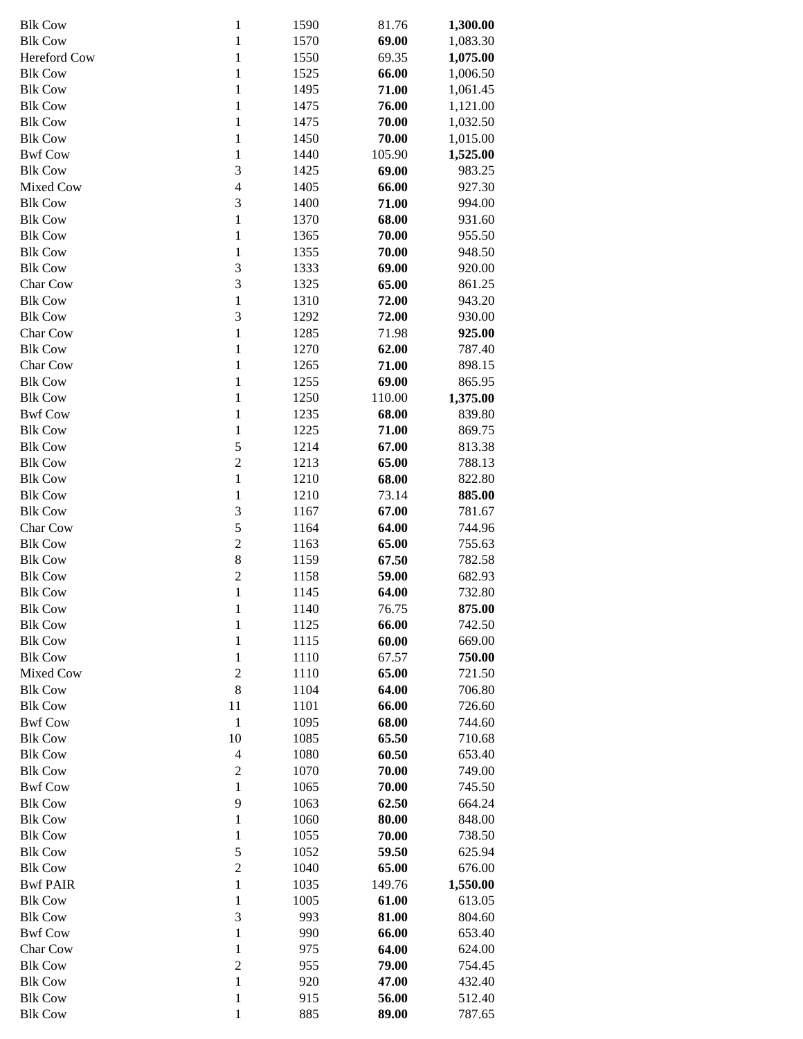| | | | | |
|---|---|---|---|---|
| Blk Cow | 1 | 1590 | 81.76 | **1,300.00** |
| Blk Cow | 1 | 1570 | **69.00** | 1,083.30 |
| Hereford Cow | 1 | 1550 | 69.35 | **1,075.00** |
| Blk Cow | 1 | 1525 | **66.00** | 1,006.50 |
| Blk Cow | 1 | 1495 | **71.00** | 1,061.45 |
| Blk Cow | 1 | 1475 | **76.00** | 1,121.00 |
| Blk Cow | 1 | 1475 | **70.00** | 1,032.50 |
| Blk Cow | 1 | 1450 | **70.00** | 1,015.00 |
| Bwf Cow | 1 | 1440 | 105.90 | **1,525.00** |
| Blk Cow | 3 | 1425 | **69.00** | 983.25 |
| Mixed Cow | 4 | 1405 | **66.00** | 927.30 |
| Blk Cow | 3 | 1400 | **71.00** | 994.00 |
| Blk Cow | 1 | 1370 | **68.00** | 931.60 |
| Blk Cow | 1 | 1365 | **70.00** | 955.50 |
| Blk Cow | 1 | 1355 | **70.00** | 948.50 |
| Blk Cow | 3 | 1333 | **69.00** | 920.00 |
| Char Cow | 3 | 1325 | **65.00** | 861.25 |
| Blk Cow | 1 | 1310 | **72.00** | 943.20 |
| Blk Cow | 3 | 1292 | **72.00** | 930.00 |
| Char Cow | 1 | 1285 | 71.98 | **925.00** |
| Blk Cow | 1 | 1270 | **62.00** | 787.40 |
| Char Cow | 1 | 1265 | **71.00** | 898.15 |
| Blk Cow | 1 | 1255 | **69.00** | 865.95 |
| Blk Cow | 1 | 1250 | 110.00 | **1,375.00** |
| Bwf Cow | 1 | 1235 | **68.00** | 839.80 |
| Blk Cow | 1 | 1225 | **71.00** | 869.75 |
| Blk Cow | 5 | 1214 | **67.00** | 813.38 |
| Blk Cow | 2 | 1213 | **65.00** | 788.13 |
| Blk Cow | 1 | 1210 | **68.00** | 822.80 |
| Blk Cow | 1 | 1210 | 73.14 | **885.00** |
| Blk Cow | 3 | 1167 | **67.00** | 781.67 |
| Char Cow | 5 | 1164 | **64.00** | 744.96 |
| Blk Cow | 2 | 1163 | **65.00** | 755.63 |
| Blk Cow | 8 | 1159 | **67.50** | 782.58 |
| Blk Cow | 2 | 1158 | **59.00** | 682.93 |
| Blk Cow | 1 | 1145 | **64.00** | 732.80 |
| Blk Cow | 1 | 1140 | 76.75 | **875.00** |
| Blk Cow | 1 | 1125 | **66.00** | 742.50 |
| Blk Cow | 1 | 1115 | **60.00** | 669.00 |
| Blk Cow | 1 | 1110 | 67.57 | **750.00** |
| Mixed Cow | 2 | 1110 | **65.00** | 721.50 |
| Blk Cow | 8 | 1104 | **64.00** | 706.80 |
| Blk Cow | 11 | 1101 | **66.00** | 726.60 |
| Bwf Cow | 1 | 1095 | **68.00** | 744.60 |
| Blk Cow | 10 | 1085 | **65.50** | 710.68 |
| Blk Cow | 4 | 1080 | **60.50** | 653.40 |
| Blk Cow | 2 | 1070 | **70.00** | 749.00 |
| Bwf Cow | 1 | 1065 | **70.00** | 745.50 |
| Blk Cow | 9 | 1063 | **62.50** | 664.24 |
| Blk Cow | 1 | 1060 | **80.00** | 848.00 |
| Blk Cow | 1 | 1055 | **70.00** | 738.50 |
| Blk Cow | 5 | 1052 | **59.50** | 625.94 |
| Blk Cow | 2 | 1040 | **65.00** | 676.00 |
| Bwf PAIR | 1 | 1035 | 149.76 | **1,550.00** |
| Blk Cow | 1 | 1005 | **61.00** | 613.05 |
| Blk Cow | 3 | 993 | **81.00** | 804.60 |
| Bwf Cow | 1 | 990 | **66.00** | 653.40 |
| Char Cow | 1 | 975 | **64.00** | 624.00 |
| Blk Cow | 2 | 955 | **79.00** | 754.45 |
| Blk Cow | 1 | 920 | **47.00** | 432.40 |
| Blk Cow | 1 | 915 | **56.00** | 512.40 |
| Blk Cow | 1 | 885 | **89.00** | 787.65 |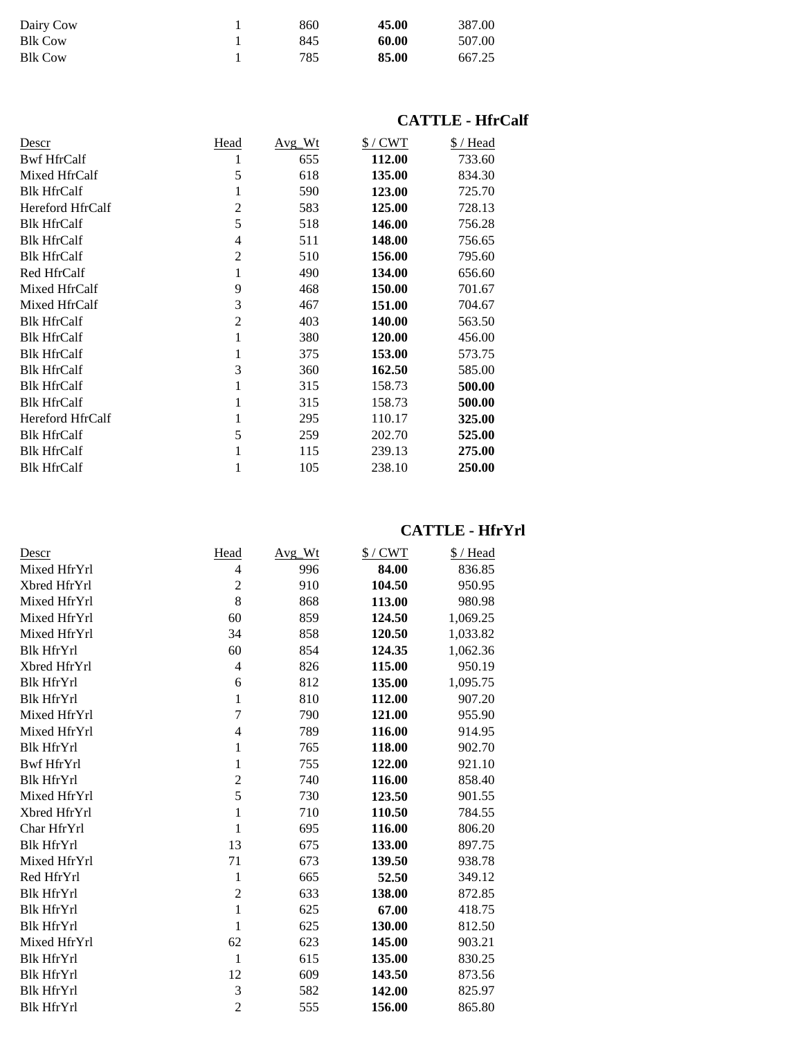| Descr | Head | Avg_Wt | $ / CWT | $ / Head |
|---|---|---|---|---|
| Dairy Cow | 1 | 860 | **45.00** | 387.00 |
| Blk Cow | 1 | 845 | **60.00** | 507.00 |
| Blk Cow | 1 | 785 | **85.00** | 667.25 |

## CATTLE - HfrCalf

| Descr | Head | Avg_Wt | $ / CWT | $ / Head |
|---|---|---|---|---|
| Bwf HfrCalf | 1 | 655 | **112.00** | 733.60 |
| Mixed HfrCalf | 5 | 618 | **135.00** | 834.30 |
| Blk HfrCalf | 1 | 590 | **123.00** | 725.70 |
| Hereford HfrCalf | 2 | 583 | **125.00** | 728.13 |
| Blk HfrCalf | 5 | 518 | **146.00** | 756.28 |
| Blk HfrCalf | 4 | 511 | **148.00** | 756.65 |
| Blk HfrCalf | 2 | 510 | **156.00** | 795.60 |
| Red HfrCalf | 1 | 490 | **134.00** | 656.60 |
| Mixed HfrCalf | 9 | 468 | **150.00** | 701.67 |
| Mixed HfrCalf | 3 | 467 | **151.00** | 704.67 |
| Blk HfrCalf | 2 | 403 | **140.00** | 563.50 |
| Blk HfrCalf | 1 | 380 | **120.00** | 456.00 |
| Blk HfrCalf | 1 | 375 | **153.00** | 573.75 |
| Blk HfrCalf | 3 | 360 | **162.50** | 585.00 |
| Blk HfrCalf | 1 | 315 | 158.73 | **500.00** |
| Blk HfrCalf | 1 | 315 | 158.73 | **500.00** |
| Hereford HfrCalf | 1 | 295 | 110.17 | **325.00** |
| Blk HfrCalf | 5 | 259 | 202.70 | **525.00** |
| Blk HfrCalf | 1 | 115 | 239.13 | **275.00** |
| Blk HfrCalf | 1 | 105 | 238.10 | **250.00** |

## CATTLE - HfrYrl

| Descr | Head | Avg_Wt | $ / CWT | $ / Head |
|---|---|---|---|---|
| Mixed HfrYrl | 4 | 996 | **84.00** | 836.85 |
| Xbred HfrYrl | 2 | 910 | **104.50** | 950.95 |
| Mixed HfrYrl | 8 | 868 | **113.00** | 980.98 |
| Mixed HfrYrl | 60 | 859 | **124.50** | 1,069.25 |
| Mixed HfrYrl | 34 | 858 | **120.50** | 1,033.82 |
| Blk HfrYrl | 60 | 854 | **124.35** | 1,062.36 |
| Xbred HfrYrl | 4 | 826 | **115.00** | 950.19 |
| Blk HfrYrl | 6 | 812 | **135.00** | 1,095.75 |
| Blk HfrYrl | 1 | 810 | **112.00** | 907.20 |
| Mixed HfrYrl | 7 | 790 | **121.00** | 955.90 |
| Mixed HfrYrl | 4 | 789 | **116.00** | 914.95 |
| Blk HfrYrl | 1 | 765 | **118.00** | 902.70 |
| Bwf HfrYrl | 1 | 755 | **122.00** | 921.10 |
| Blk HfrYrl | 2 | 740 | **116.00** | 858.40 |
| Mixed HfrYrl | 5 | 730 | **123.50** | 901.55 |
| Xbred HfrYrl | 1 | 710 | **110.50** | 784.55 |
| Char HfrYrl | 1 | 695 | **116.00** | 806.20 |
| Blk HfrYrl | 13 | 675 | **133.00** | 897.75 |
| Mixed HfrYrl | 71 | 673 | **139.50** | 938.78 |
| Red HfrYrl | 1 | 665 | **52.50** | 349.12 |
| Blk HfrYrl | 2 | 633 | **138.00** | 872.85 |
| Blk HfrYrl | 1 | 625 | **67.00** | 418.75 |
| Blk HfrYrl | 1 | 625 | **130.00** | 812.50 |
| Mixed HfrYrl | 62 | 623 | **145.00** | 903.21 |
| Blk HfrYrl | 1 | 615 | **135.00** | 830.25 |
| Blk HfrYrl | 12 | 609 | **143.50** | 873.56 |
| Blk HfrYrl | 3 | 582 | **142.00** | 825.97 |
| Blk HfrYrl | 2 | 555 | **156.00** | 865.80 |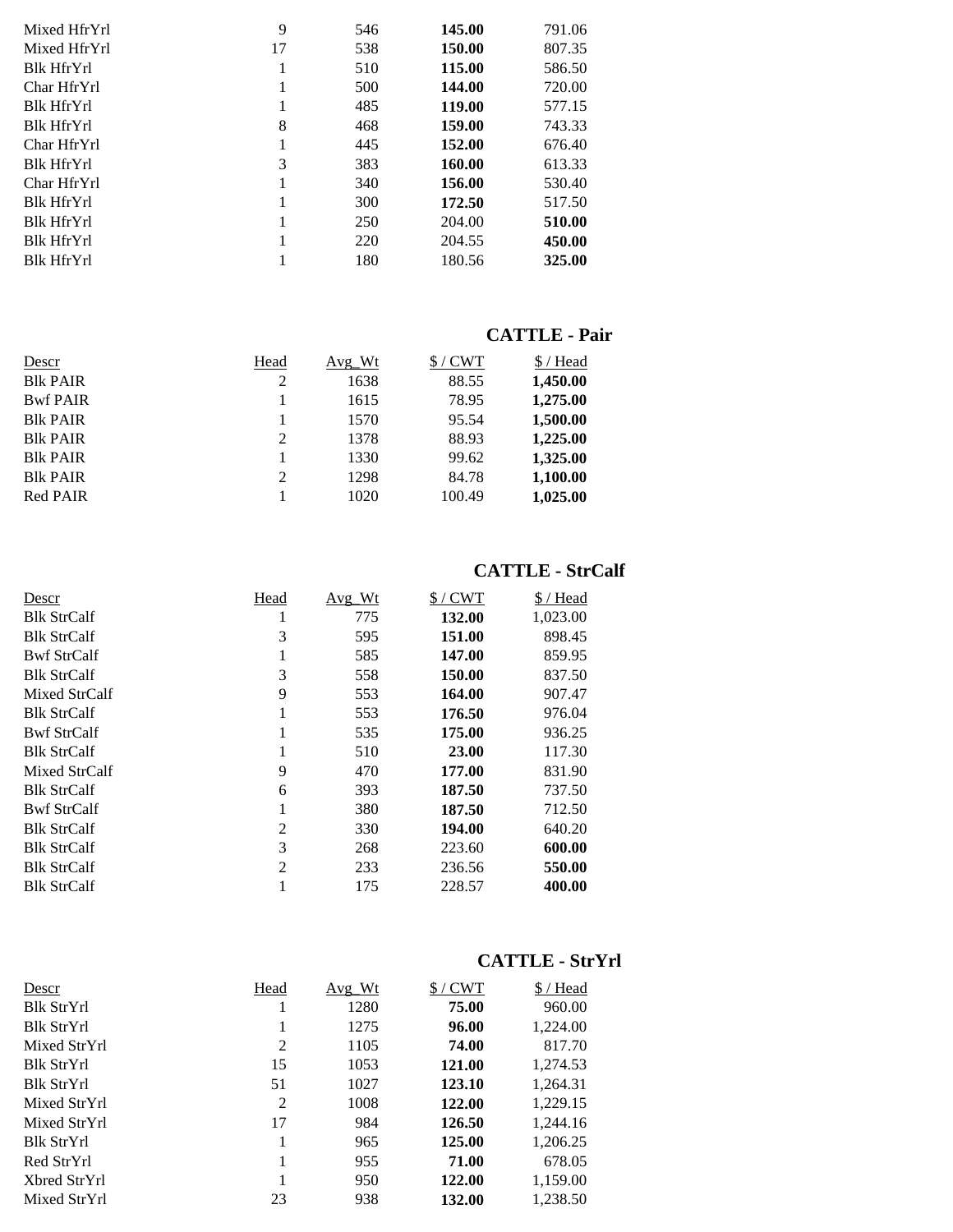| | | | | |
|---|---|---|---|---|
| Mixed HfrYrl | 9 | 546 | **145.00** | 791.06 |
| Mixed HfrYrl | 17 | 538 | **150.00** | 807.35 |
| Blk HfrYrl | 1 | 510 | **115.00** | 586.50 |
| Char HfrYrl | 1 | 500 | **144.00** | 720.00 |
| Blk HfrYrl | 1 | 485 | **119.00** | 577.15 |
| Blk HfrYrl | 8 | 468 | **159.00** | 743.33 |
| Char HfrYrl | 1 | 445 | **152.00** | 676.40 |
| Blk HfrYrl | 3 | 383 | **160.00** | 613.33 |
| Char HfrYrl | 1 | 340 | **156.00** | 530.40 |
| Blk HfrYrl | 1 | 300 | **172.50** | 517.50 |
| Blk HfrYrl | 1 | 250 | 204.00 | **510.00** |
| Blk HfrYrl | 1 | 220 | 204.55 | **450.00** |
| Blk HfrYrl | 1 | 180 | 180.56 | **325.00** |

## CATTLE - Pair

| Descr | Head | Avg_Wt | $ / CWT | $ / Head |
|---|---|---|---|---|
| Blk PAIR | 2 | 1638 | 88.55 | **1,450.00** |
| Bwf PAIR | 1 | 1615 | 78.95 | **1,275.00** |
| Blk PAIR | 1 | 1570 | 95.54 | **1,500.00** |
| Blk PAIR | 2 | 1378 | 88.93 | **1,225.00** |
| Blk PAIR | 1 | 1330 | 99.62 | **1,325.00** |
| Blk PAIR | 2 | 1298 | 84.78 | **1,100.00** |
| Red PAIR | 1 | 1020 | 100.49 | **1,025.00** |

## CATTLE - StrCalf

| Descr | Head | Avg_Wt | $ / CWT | $ / Head |
|---|---|---|---|---|
| Blk StrCalf | 1 | 775 | **132.00** | 1,023.00 |
| Blk StrCalf | 3 | 595 | **151.00** | 898.45 |
| Bwf StrCalf | 1 | 585 | **147.00** | 859.95 |
| Blk StrCalf | 3 | 558 | **150.00** | 837.50 |
| Mixed StrCalf | 9 | 553 | **164.00** | 907.47 |
| Blk StrCalf | 1 | 553 | **176.50** | 976.04 |
| Bwf StrCalf | 1 | 535 | **175.00** | 936.25 |
| Blk StrCalf | 1 | 510 | **23.00** | 117.30 |
| Mixed StrCalf | 9 | 470 | **177.00** | 831.90 |
| Blk StrCalf | 6 | 393 | **187.50** | 737.50 |
| Bwf StrCalf | 1 | 380 | **187.50** | 712.50 |
| Blk StrCalf | 2 | 330 | **194.00** | 640.20 |
| Blk StrCalf | 3 | 268 | 223.60 | **600.00** |
| Blk StrCalf | 2 | 233 | 236.56 | **550.00** |
| Blk StrCalf | 1 | 175 | 228.57 | **400.00** |

## CATTLE - StrYrl

| Descr | Head | Avg_Wt | $ / CWT | $ / Head |
|---|---|---|---|---|
| Blk StrYrl | 1 | 1280 | **75.00** | 960.00 |
| Blk StrYrl | 1 | 1275 | **96.00** | 1,224.00 |
| Mixed StrYrl | 2 | 1105 | **74.00** | 817.70 |
| Blk StrYrl | 15 | 1053 | **121.00** | 1,274.53 |
| Blk StrYrl | 51 | 1027 | **123.10** | 1,264.31 |
| Mixed StrYrl | 2 | 1008 | **122.00** | 1,229.15 |
| Mixed StrYrl | 17 | 984 | **126.50** | 1,244.16 |
| Blk StrYrl | 1 | 965 | **125.00** | 1,206.25 |
| Red StrYrl | 1 | 955 | **71.00** | 678.05 |
| Xbred StrYrl | 1 | 950 | **122.00** | 1,159.00 |
| Mixed StrYrl | 23 | 938 | **132.00** | 1,238.50 |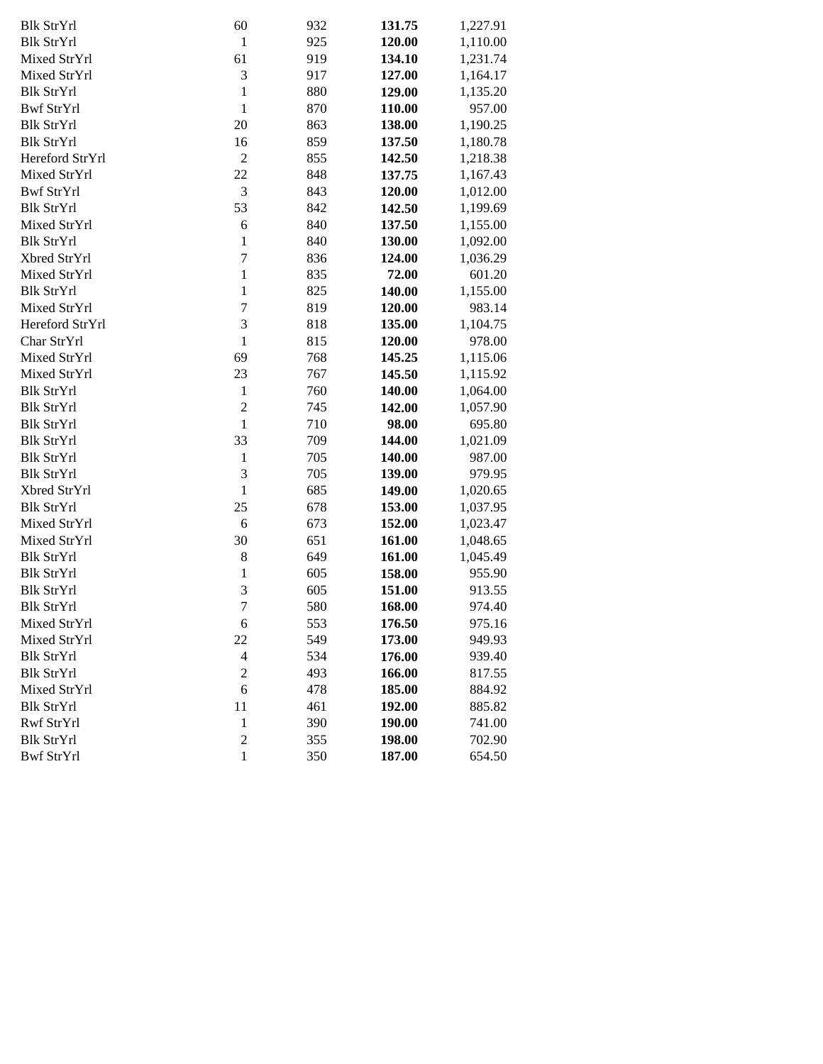| | | | | |
|---|---|---|---|---|
| Blk StrYrl | 60 | 932 | **131.75** | 1,227.91 |
| Blk StrYrl | 1 | 925 | **120.00** | 1,110.00 |
| Mixed StrYrl | 61 | 919 | **134.10** | 1,231.74 |
| Mixed StrYrl | 3 | 917 | **127.00** | 1,164.17 |
| Blk StrYrl | 1 | 880 | **129.00** | 1,135.20 |
| Bwf StrYrl | 1 | 870 | **110.00** | 957.00 |
| Blk StrYrl | 20 | 863 | **138.00** | 1,190.25 |
| Blk StrYrl | 16 | 859 | **137.50** | 1,180.78 |
| Hereford StrYrl | 2 | 855 | **142.50** | 1,218.38 |
| Mixed StrYrl | 22 | 848 | **137.75** | 1,167.43 |
| Bwf StrYrl | 3 | 843 | **120.00** | 1,012.00 |
| Blk StrYrl | 53 | 842 | **142.50** | 1,199.69 |
| Mixed StrYrl | 6 | 840 | **137.50** | 1,155.00 |
| Blk StrYrl | 1 | 840 | **130.00** | 1,092.00 |
| Xbred StrYrl | 7 | 836 | **124.00** | 1,036.29 |
| Mixed StrYrl | 1 | 835 | **72.00** | 601.20 |
| Blk StrYrl | 1 | 825 | **140.00** | 1,155.00 |
| Mixed StrYrl | 7 | 819 | **120.00** | 983.14 |
| Hereford StrYrl | 3 | 818 | **135.00** | 1,104.75 |
| Char StrYrl | 1 | 815 | **120.00** | 978.00 |
| Mixed StrYrl | 69 | 768 | **145.25** | 1,115.06 |
| Mixed StrYrl | 23 | 767 | **145.50** | 1,115.92 |
| Blk StrYrl | 1 | 760 | **140.00** | 1,064.00 |
| Blk StrYrl | 2 | 745 | **142.00** | 1,057.90 |
| Blk StrYrl | 1 | 710 | **98.00** | 695.80 |
| Blk StrYrl | 33 | 709 | **144.00** | 1,021.09 |
| Blk StrYrl | 1 | 705 | **140.00** | 987.00 |
| Blk StrYrl | 3 | 705 | **139.00** | 979.95 |
| Xbred StrYrl | 1 | 685 | **149.00** | 1,020.65 |
| Blk StrYrl | 25 | 678 | **153.00** | 1,037.95 |
| Mixed StrYrl | 6 | 673 | **152.00** | 1,023.47 |
| Mixed StrYrl | 30 | 651 | **161.00** | 1,048.65 |
| Blk StrYrl | 8 | 649 | **161.00** | 1,045.49 |
| Blk StrYrl | 1 | 605 | **158.00** | 955.90 |
| Blk StrYrl | 3 | 605 | **151.00** | 913.55 |
| Blk StrYrl | 7 | 580 | **168.00** | 974.40 |
| Mixed StrYrl | 6 | 553 | **176.50** | 975.16 |
| Mixed StrYrl | 22 | 549 | **173.00** | 949.93 |
| Blk StrYrl | 4 | 534 | **176.00** | 939.40 |
| Blk StrYrl | 2 | 493 | **166.00** | 817.55 |
| Mixed StrYrl | 6 | 478 | **185.00** | 884.92 |
| Blk StrYrl | 11 | 461 | **192.00** | 885.82 |
| Rwf StrYrl | 1 | 390 | **190.00** | 741.00 |
| Blk StrYrl | 2 | 355 | **198.00** | 702.90 |
| Bwf StrYrl | 1 | 350 | **187.00** | 654.50 |